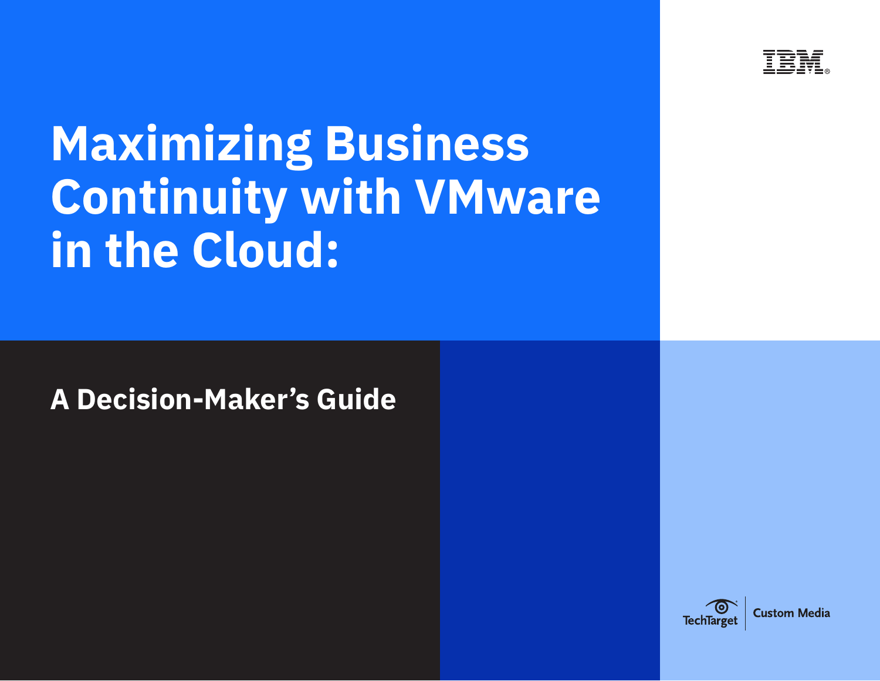IBM

# Maximizing Business Continuity with VMware in the Cloud:

## A Decision-Maker's Guide

TechTarget | Custom Media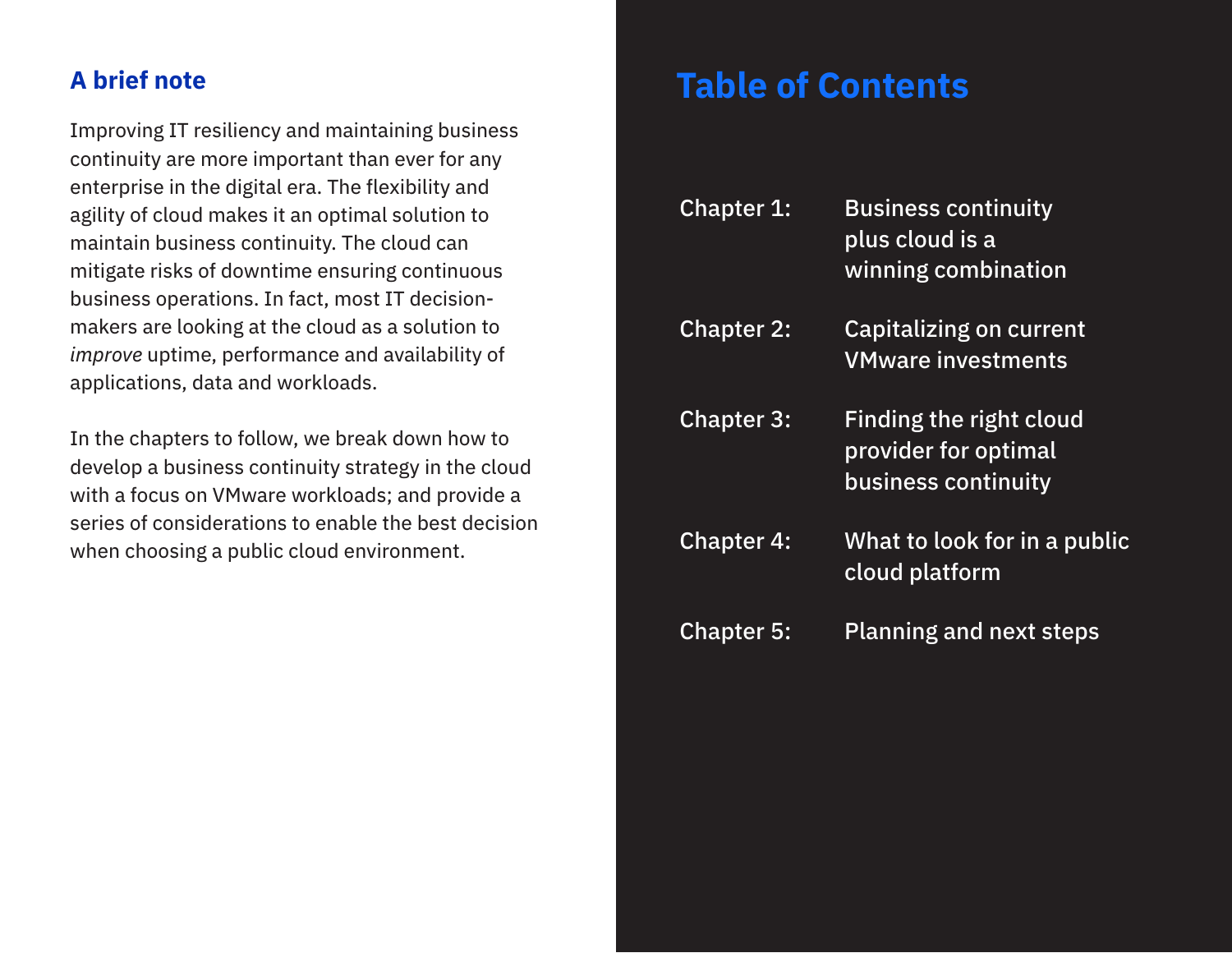## A brief note

Improving IT resiliency and maintaining business continuity are more important than ever for any enterprise in the digital era. The flexibility and agility of cloud makes it an optimal solution to maintain business continuity. The cloud can mitigate risks of downtime ensuring continuous business operations. In fact, most IT decision-makers are looking at the cloud as a solution to *improve* uptime, performance and availability of applications, data and workloads.

In the chapters to follow, we break down how to develop a business continuity strategy in the cloud with a focus on VMware workloads; and provide a series of considerations to enable the best decision when choosing a public cloud environment.

# Table of Contents

| | |
|---|---|
| Chapter 1: | Business continuity plus cloud is a winning combination |
| Chapter 2: | Capitalizing on current VMware investments |
| Chapter 3: | Finding the right cloud provider for optimal business continuity |
| Chapter 4: | What to look for in a public cloud platform |
| Chapter 5: | Planning and next steps |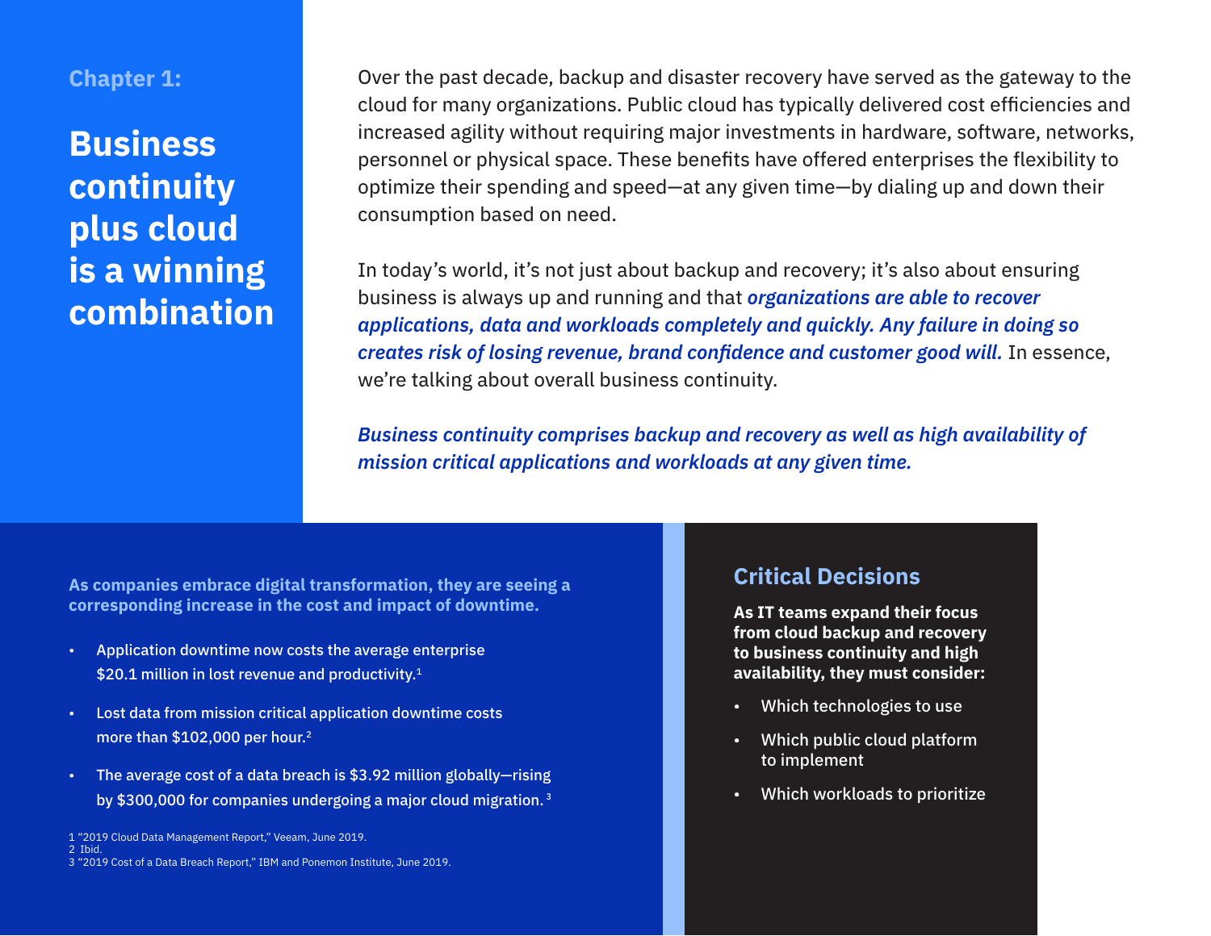Chapter 1:

# Business continuity plus cloud is a winning combination

Over the past decade, backup and disaster recovery have served as the gateway to the cloud for many organizations. Public cloud has typically delivered cost efficiencies and increased agility without requiring major investments in hardware, software, networks, personnel or physical space. These benefits have offered enterprises the flexibility to optimize their spending and speed—at any given time—by dialing up and down their consumption based on need.

In today's world, it's not just about backup and recovery; it's also about ensuring business is always up and running and that ***organizations are able to recover applications, data and workloads completely and quickly. Any failure in doing so creates risk of losing revenue, brand confidence and customer good will.*** In essence, we're talking about overall business continuity.

***Business continuity comprises backup and recovery as well as high availability of mission critical applications and workloads at any given time.***

**As companies embrace digital transformation, they are seeing a corresponding increase in the cost and impact of downtime.**

- Application downtime now costs the average enterprise $20.1 million in lost revenue and productivity.[1]
- Lost data from mission critical application downtime costs more than $102,000 per hour.[2]
- The average cost of a data breach is $3.92 million globally—rising by $300,000 for companies undergoing a major cloud migration.[3]

1 "2019 Cloud Data Management Report," Veeam, June 2019.
2 Ibid.
3 "2019 Cost of a Data Breach Report," IBM and Ponemon Institute, June 2019.

## Critical Decisions

**As IT teams expand their focus from cloud backup and recovery to business continuity and high availability, they must consider:**

- Which technologies to use
- Which public cloud platform to implement
- Which workloads to prioritize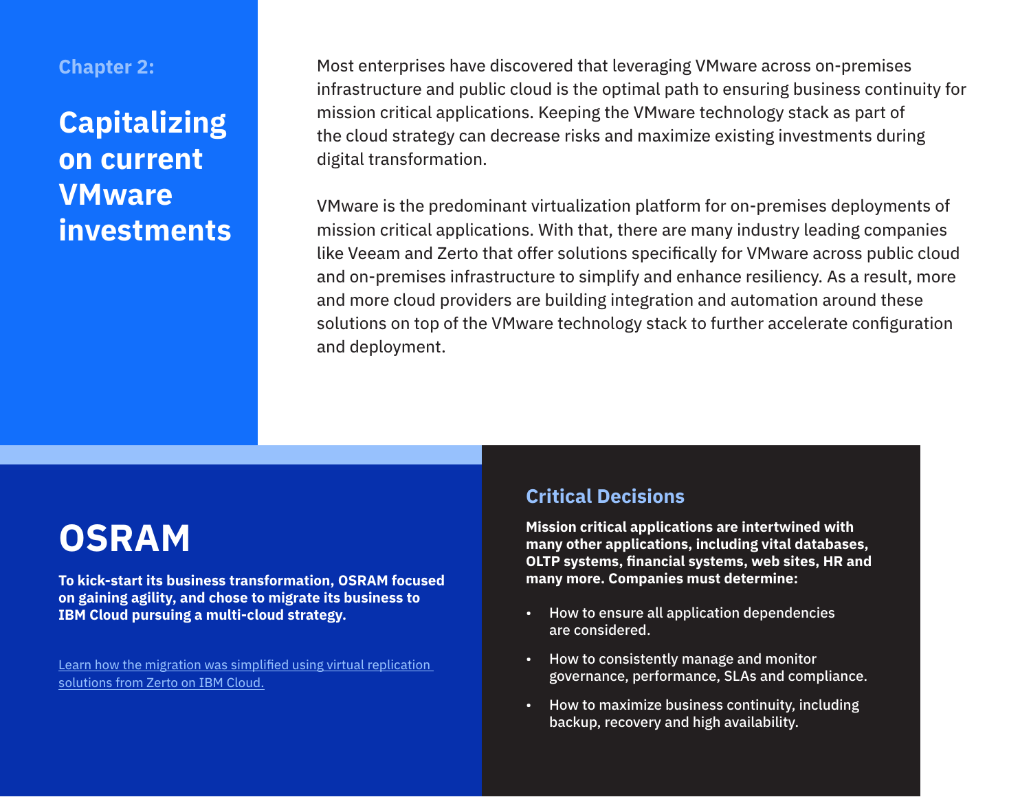Chapter 2:

# Capitalizing on current VMware investments

Most enterprises have discovered that leveraging VMware across on-premises infrastructure and public cloud is the optimal path to ensuring business continuity for mission critical applications. Keeping the VMware technology stack as part of the cloud strategy can decrease risks and maximize existing investments during digital transformation.

VMware is the predominant virtualization platform for on-premises deployments of mission critical applications. With that, there are many industry leading companies like Veeam and Zerto that offer solutions specifically for VMware across public cloud and on-premises infrastructure to simplify and enhance resiliency. As a result, more and more cloud providers are building integration and automation around these solutions on top of the VMware technology stack to further accelerate configuration and deployment.

## OSRAM

**To kick-start its business transformation, OSRAM focused on gaining agility, and chose to migrate its business to IBM Cloud pursuing a multi-cloud strategy.**

Learn how the migration was simplified using virtual replication solutions from Zerto on IBM Cloud.

## Critical Decisions

**Mission critical applications are intertwined with many other applications, including vital databases, OLTP systems, financial systems, web sites, HR and many more. Companies must determine:**

- How to ensure all application dependencies are considered.
- How to consistently manage and monitor governance, performance, SLAs and compliance.
- How to maximize business continuity, including backup, recovery and high availability.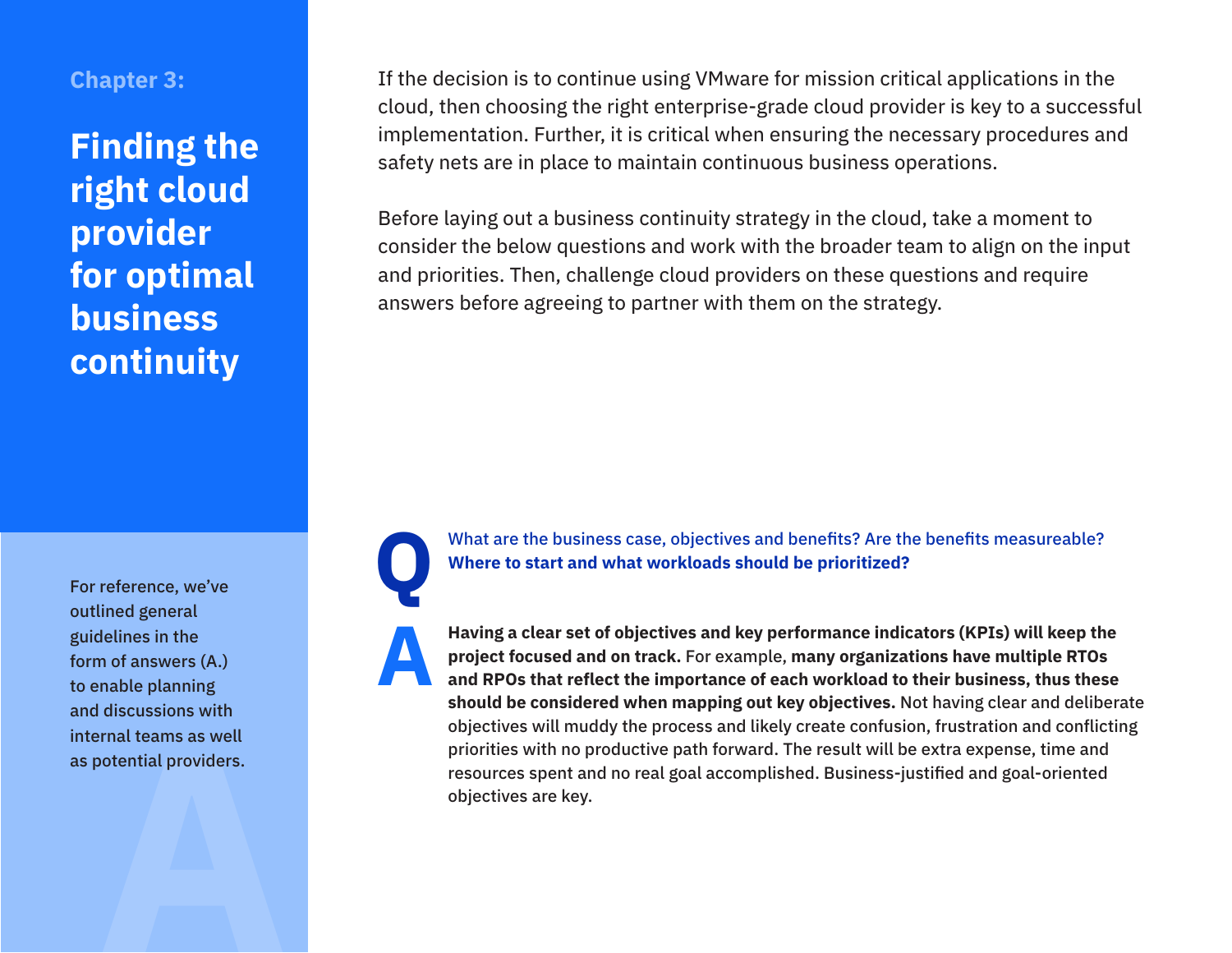Chapter 3:

# Finding the right cloud provider for optimal business continuity

For reference, we've outlined general guidelines in the form of answers (A.) to enable planning and discussions with internal teams as well as potential providers.

If the decision is to continue using VMware for mission critical applications in the cloud, then choosing the right enterprise-grade cloud provider is key to a successful implementation. Further, it is critical when ensuring the necessary procedures and safety nets are in place to maintain continuous business operations.

Before laying out a business continuity strategy in the cloud, take a moment to consider the below questions and work with the broader team to align on the input and priorities. Then, challenge cloud providers on these questions and require answers before agreeing to partner with them on the strategy.

**Q** What are the business case, objectives and benefits? Are the benefits measureable? **Where to start and what workloads should be prioritized?**

**A** **Having a clear set of objectives and key performance indicators (KPIs) will keep the project focused and on track.** For example, **many organizations have multiple RTOs and RPOs that reflect the importance of each workload to their business, thus these should be considered when mapping out key objectives.** Not having clear and deliberate objectives will muddy the process and likely create confusion, frustration and conflicting priorities with no productive path forward. The result will be extra expense, time and resources spent and no real goal accomplished. Business-justified and goal-oriented objectives are key.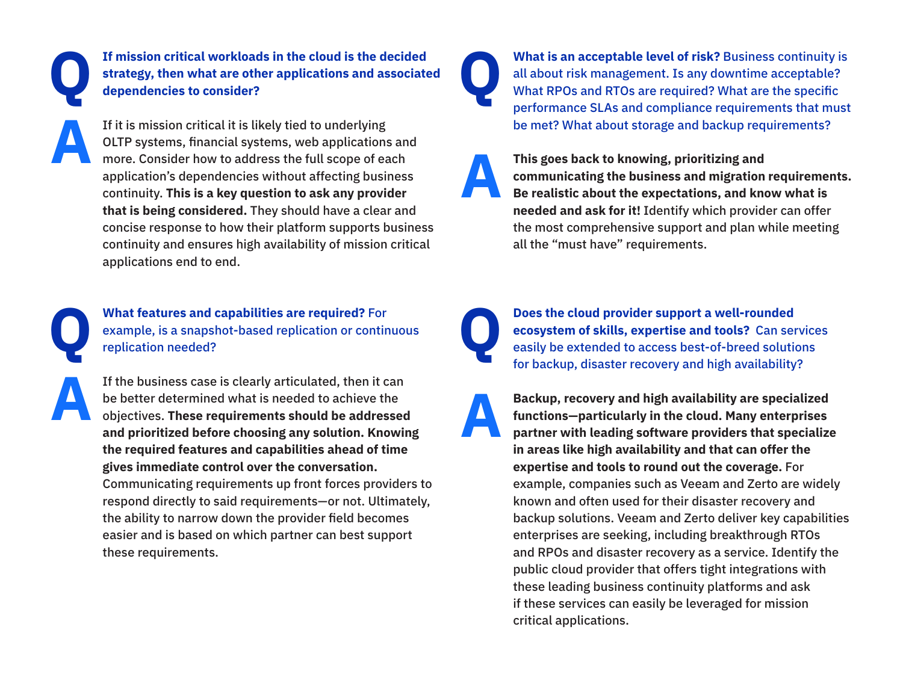**Q**

**If mission critical workloads in the cloud is the decided strategy, then what are other applications and associated dependencies to consider?**

**A**

If it is mission critical it is likely tied to underlying OLTP systems, financial systems, web applications and more. Consider how to address the full scope of each application's dependencies without affecting business continuity. **This is a key question to ask any provider that is being considered.** They should have a clear and concise response to how their platform supports business continuity and ensures high availability of mission critical applications end to end.

**Q**

**What features and capabilities are required?** For example, is a snapshot-based replication or continuous replication needed?

**A**

If the business case is clearly articulated, then it can be better determined what is needed to achieve the objectives. **These requirements should be addressed and prioritized before choosing any solution. Knowing the required features and capabilities ahead of time gives immediate control over the conversation.** Communicating requirements up front forces providers to respond directly to said requirements—or not. Ultimately, the ability to narrow down the provider field becomes easier and is based on which partner can best support these requirements.

**Q**

**What is an acceptable level of risk?** Business continuity is all about risk management. Is any downtime acceptable? What RPOs and RTOs are required? What are the specific performance SLAs and compliance requirements that must be met? What about storage and backup requirements?

**A**

**This goes back to knowing, prioritizing and communicating the business and migration requirements. Be realistic about the expectations, and know what is needed and ask for it!** Identify which provider can offer the most comprehensive support and plan while meeting all the "must have" requirements.

**Q**

**Does the cloud provider support a well-rounded ecosystem of skills, expertise and tools?** Can services easily be extended to access best-of-breed solutions for backup, disaster recovery and high availability?

**A**

**Backup, recovery and high availability are specialized functions—particularly in the cloud. Many enterprises partner with leading software providers that specialize in areas like high availability and that can offer the expertise and tools to round out the coverage.** For example, companies such as Veeam and Zerto are widely known and often used for their disaster recovery and backup solutions. Veeam and Zerto deliver key capabilities enterprises are seeking, including breakthrough RTOs and RPOs and disaster recovery as a service. Identify the public cloud provider that offers tight integrations with these leading business continuity platforms and ask if these services can easily be leveraged for mission critical applications.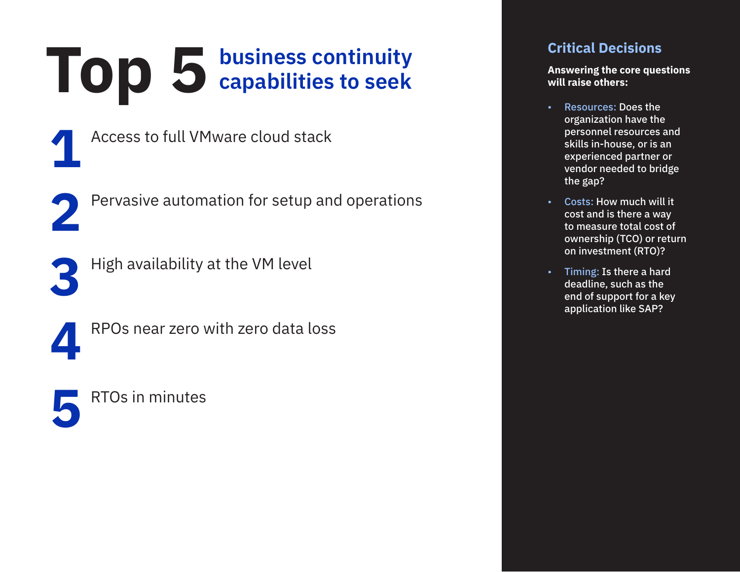# Top 5 business continuity capabilities to seek

1. Access to full VMware cloud stack
2. Pervasive automation for setup and operations
3. High availability at the VM level
4. RPOs near zero with zero data loss
5. RTOs in minutes

## Critical Decisions

**Answering the core questions will raise others:**

- **Resources:** Does the organization have the personnel resources and skills in-house, or is an experienced partner or vendor needed to bridge the gap?
- **Costs:** How much will it cost and is there a way to measure total cost of ownership (TCO) or return on investment (RTO)?
- **Timing:** Is there a hard deadline, such as the end of support for a key application like SAP?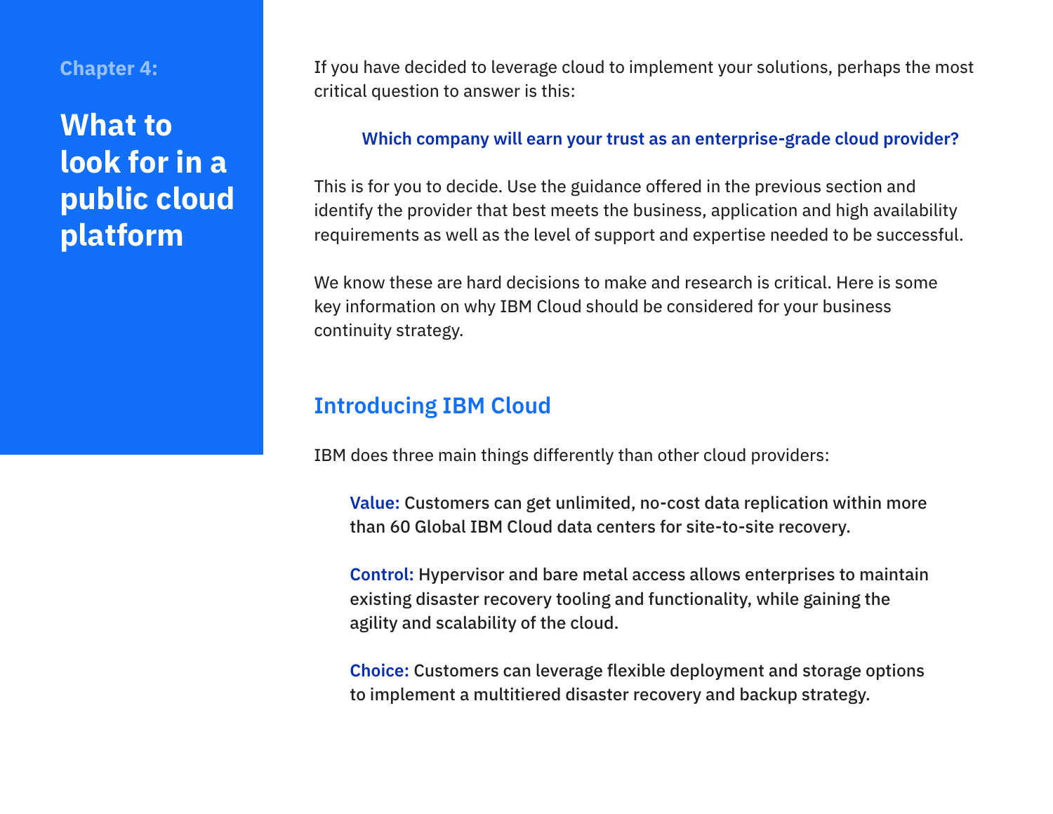Chapter 4:

# What to look for in a public cloud platform

If you have decided to leverage cloud to implement your solutions, perhaps the most critical question to answer is this:

> **Which company will earn your trust as an enterprise-grade cloud provider?**

This is for you to decide. Use the guidance offered in the previous section and identify the provider that best meets the business, application and high availability requirements as well as the level of support and expertise needed to be successful.

We know these are hard decisions to make and research is critical. Here is some key information on why IBM Cloud should be considered for your business continuity strategy.

## Introducing IBM Cloud

IBM does three main things differently than other cloud providers:

**Value:** Customers can get unlimited, no-cost data replication within more than 60 Global IBM Cloud data centers for site-to-site recovery.

**Control:** Hypervisor and bare metal access allows enterprises to maintain existing disaster recovery tooling and functionality, while gaining the agility and scalability of the cloud.

**Choice:** Customers can leverage flexible deployment and storage options to implement a multitiered disaster recovery and backup strategy.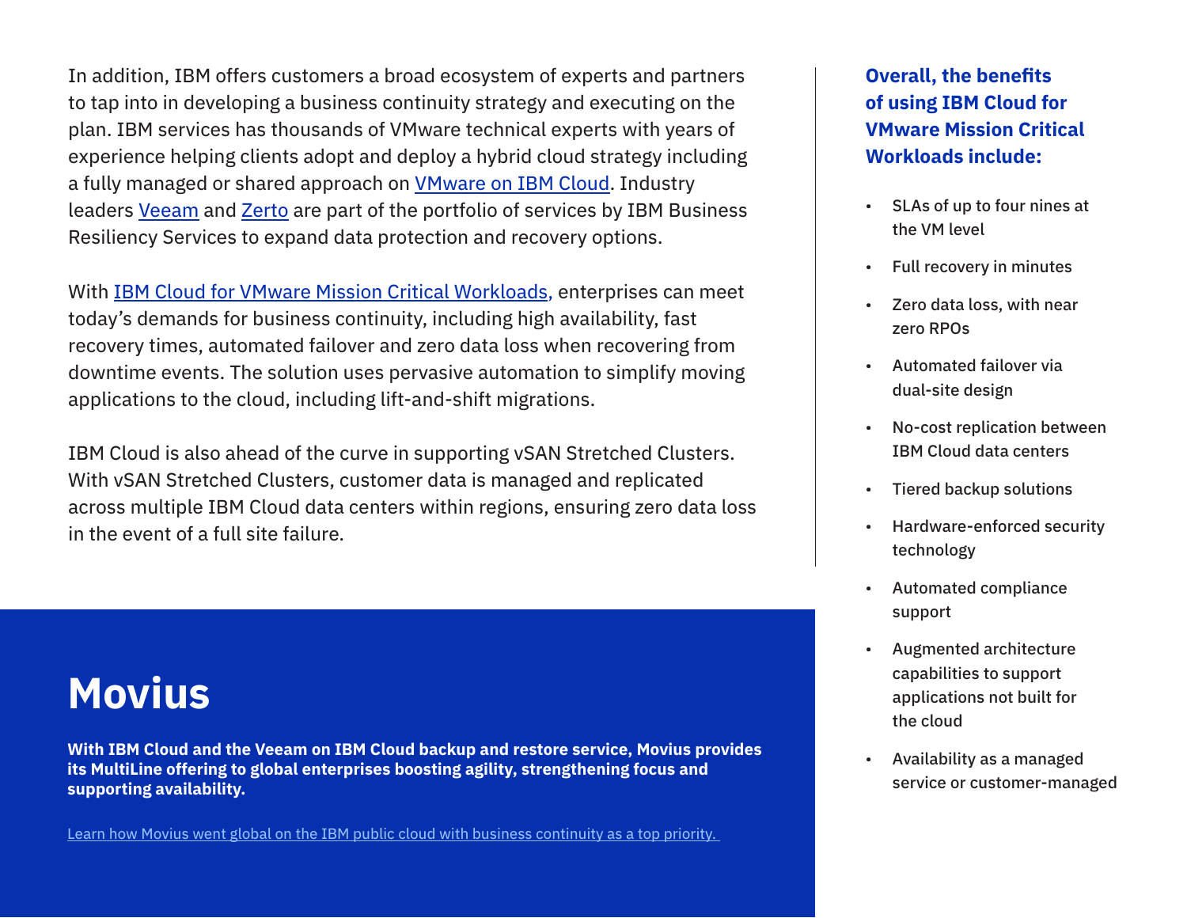In addition, IBM offers customers a broad ecosystem of experts and partners to tap into in developing a business continuity strategy and executing on the plan. IBM services has thousands of VMware technical experts with years of experience helping clients adopt and deploy a hybrid cloud strategy including a fully managed or shared approach on VMware on IBM Cloud. Industry leaders Veeam and Zerto are part of the portfolio of services by IBM Business Resiliency Services to expand data protection and recovery options.

With IBM Cloud for VMware Mission Critical Workloads, enterprises can meet today's demands for business continuity, including high availability, fast recovery times, automated failover and zero data loss when recovering from downtime events. The solution uses pervasive automation to simplify moving applications to the cloud, including lift-and-shift migrations.

IBM Cloud is also ahead of the curve in supporting vSAN Stretched Clusters. With vSAN Stretched Clusters, customer data is managed and replicated across multiple IBM Cloud data centers within regions, ensuring zero data loss in the event of a full site failure.

**Overall, the benefits of using IBM Cloud for VMware Mission Critical Workloads include:**

- SLAs of up to four nines at the VM level
- Full recovery in minutes
- Zero data loss, with near zero RPOs
- Automated failover via dual-site design
- No-cost replication between IBM Cloud data centers
- Tiered backup solutions
- Hardware-enforced security technology
- Automated compliance support
- Augmented architecture capabilities to support applications not built for the cloud
- Availability as a managed service or customer-managed

# Movius

**With IBM Cloud and the Veeam on IBM Cloud backup and restore service, Movius provides its MultiLine offering to global enterprises boosting agility, strengthening focus and supporting availability.**

Learn how Movius went global on the IBM public cloud with business continuity as a top priority.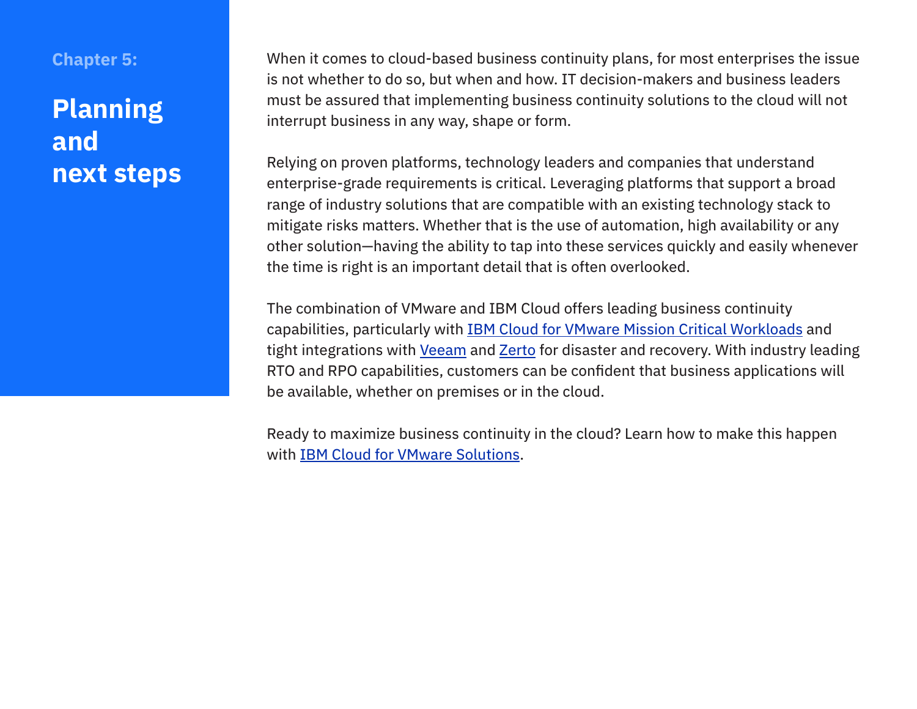Chapter 5:

# Planning and next steps

When it comes to cloud-based business continuity plans, for most enterprises the issue is not whether to do so, but when and how. IT decision-makers and business leaders must be assured that implementing business continuity solutions to the cloud will not interrupt business in any way, shape or form.

Relying on proven platforms, technology leaders and companies that understand enterprise-grade requirements is critical. Leveraging platforms that support a broad range of industry solutions that are compatible with an existing technology stack to mitigate risks matters. Whether that is the use of automation, high availability or any other solution—having the ability to tap into these services quickly and easily whenever the time is right is an important detail that is often overlooked.

The combination of VMware and IBM Cloud offers leading business continuity capabilities, particularly with IBM Cloud for VMware Mission Critical Workloads and tight integrations with Veeam and Zerto for disaster and recovery. With industry leading RTO and RPO capabilities, customers can be confident that business applications will be available, whether on premises or in the cloud.

Ready to maximize business continuity in the cloud? Learn how to make this happen with IBM Cloud for VMware Solutions.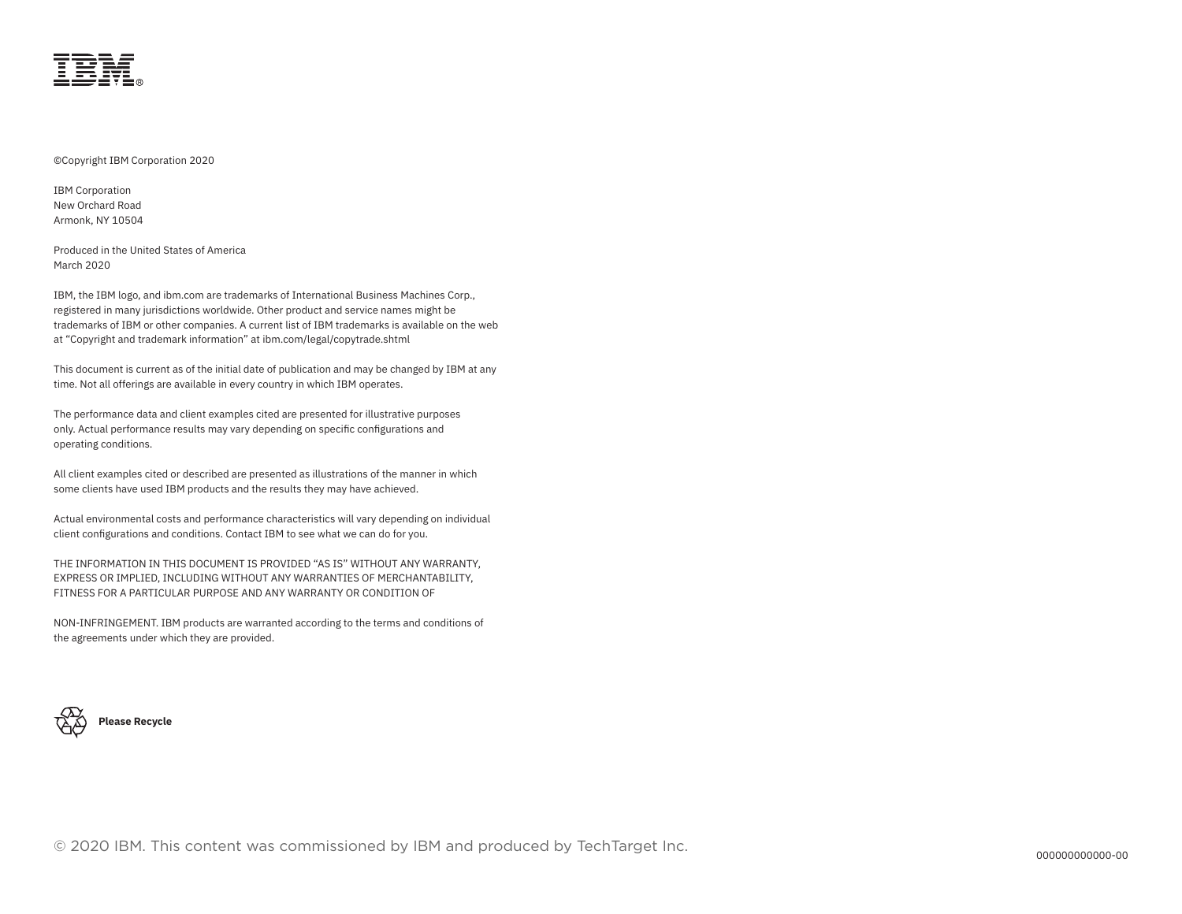©Copyright IBM Corporation 2020

IBM Corporation
New Orchard Road
Armonk, NY 10504

Produced in the United States of America
March 2020

IBM, the IBM logo, and ibm.com are trademarks of International Business Machines Corp., registered in many jurisdictions worldwide. Other product and service names might be trademarks of IBM or other companies. A current list of IBM trademarks is available on the web at "Copyright and trademark information" at ibm.com/legal/copytrade.shtml

This document is current as of the initial date of publication and may be changed by IBM at any time. Not all offerings are available in every country in which IBM operates.

The performance data and client examples cited are presented for illustrative purposes only. Actual performance results may vary depending on specific configurations and operating conditions.

All client examples cited or described are presented as illustrations of the manner in which some clients have used IBM products and the results they may have achieved.

Actual environmental costs and performance characteristics will vary depending on individual client configurations and conditions. Contact IBM to see what we can do for you.

THE INFORMATION IN THIS DOCUMENT IS PROVIDED "AS IS" WITHOUT ANY WARRANTY, EXPRESS OR IMPLIED, INCLUDING WITHOUT ANY WARRANTIES OF MERCHANTABILITY, FITNESS FOR A PARTICULAR PURPOSE AND ANY WARRANTY OR CONDITION OF

NON-INFRINGEMENT. IBM products are warranted according to the terms and conditions of the agreements under which they are provided.

**Please Recycle**

© 2020 IBM. This content was commissioned by IBM and produced by TechTarget Inc.

000000000000-00